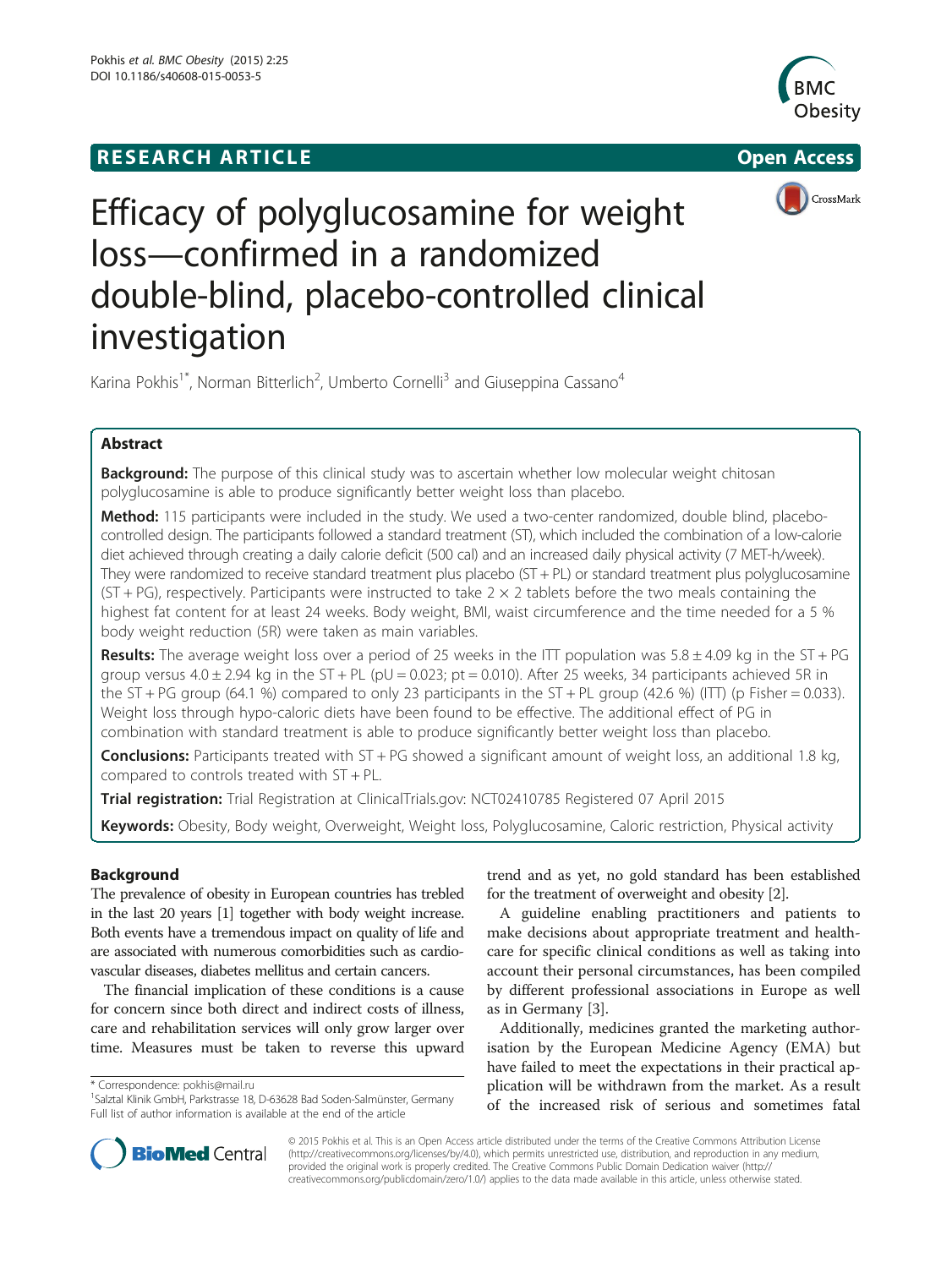RESEARCH ARTICLE Open Access

# Efficacy of polyglucosamine for weight loss—confirmed in a randomized double-blind, placebo-controlled clinical investigation

Karina Pokhis[1*], Norman Bitterlich[2], Umberto Cornelli[3] and Giuseppina Cassano[4]

## Abstract

**Background:** The purpose of this clinical study was to ascertain whether low molecular weight chitosan polyglucosamine is able to produce significantly better weight loss than placebo.

**Method:** 115 participants were included in the study. We used a two-center randomized, double blind, placebo-controlled design. The participants followed a standard treatment (ST), which included the combination of a low-calorie diet achieved through creating a daily calorie deficit (500 cal) and an increased daily physical activity (7 MET-h/week). They were randomized to receive standard treatment plus placebo (ST + PL) or standard treatment plus polyglucosamine (ST + PG), respectively. Participants were instructed to take 2 × 2 tablets before the two meals containing the highest fat content for at least 24 weeks. Body weight, BMI, waist circumference and the time needed for a 5 % body weight reduction (5R) were taken as main variables.

**Results:** The average weight loss over a period of 25 weeks in the ITT population was 5.8 ± 4.09 kg in the ST + PG group versus 4.0 ± 2.94 kg in the ST + PL (pU = 0.023; pt = 0.010). After 25 weeks, 34 participants achieved 5R in the ST + PG group (64.1 %) compared to only 23 participants in the ST + PL group (42.6 %) (ITT) (p Fisher = 0.033). Weight loss through hypo-caloric diets have been found to be effective. The additional effect of PG in combination with standard treatment is able to produce significantly better weight loss than placebo.

**Conclusions:** Participants treated with ST + PG showed a significant amount of weight loss, an additional 1.8 kg, compared to controls treated with ST + PL.

**Trial registration:** Trial Registration at ClinicalTrials.gov: NCT02410785 Registered 07 April 2015

**Keywords:** Obesity, Body weight, Overweight, Weight loss, Polyglucosamine, Caloric restriction, Physical activity

## Background

The prevalence of obesity in European countries has trebled in the last 20 years [1] together with body weight increase. Both events have a tremendous impact on quality of life and are associated with numerous comorbidities such as cardiovascular diseases, diabetes mellitus and certain cancers.

The financial implication of these conditions is a cause for concern since both direct and indirect costs of illness, care and rehabilitation services will only grow larger over time. Measures must be taken to reverse this upward trend and as yet, no gold standard has been established for the treatment of overweight and obesity [2].

A guideline enabling practitioners and patients to make decisions about appropriate treatment and healthcare for specific clinical conditions as well as taking into account their personal circumstances, has been compiled by different professional associations in Europe as well as in Germany [3].

Additionally, medicines granted the marketing authorisation by the European Medicine Agency (EMA) but have failed to meet the expectations in their practical application will be withdrawn from the market. As a result of the increased risk of serious and sometimes fatal

\* Correspondence: pokhis@mail.ru
[1]Salztal Klinik GmbH, Parkstrasse 18, D-63628 Bad Soden-Salmünster, Germany
Full list of author information is available at the end of the article

© 2015 Pokhis et al. This is an Open Access article distributed under the terms of the Creative Commons Attribution License (http://creativecommons.org/licenses/by/4.0), which permits unrestricted use, distribution, and reproduction in any medium, provided the original work is properly credited. The Creative Commons Public Domain Dedication waiver (http://creativecommons.org/publicdomain/zero/1.0/) applies to the data made available in this article, unless otherwise stated.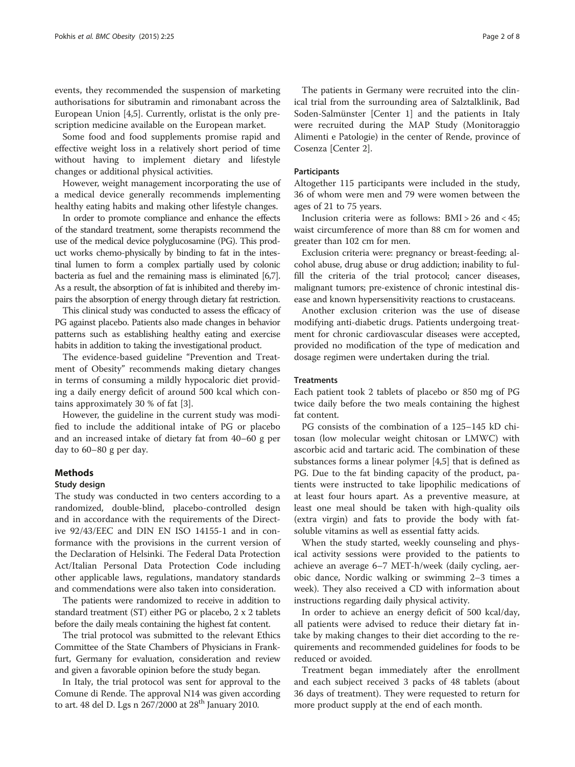events, they recommended the suspension of marketing authorisations for sibutramin and rimonabant across the European Union [4,5]. Currently, orlistat is the only prescription medicine available on the European market.

Some food and food supplements promise rapid and effective weight loss in a relatively short period of time without having to implement dietary and lifestyle changes or additional physical activities.

However, weight management incorporating the use of a medical device generally recommends implementing healthy eating habits and making other lifestyle changes.

In order to promote compliance and enhance the effects of the standard treatment, some therapists recommend the use of the medical device polyglucosamine (PG). This product works chemo-physically by binding to fat in the intestinal lumen to form a complex partially used by colonic bacteria as fuel and the remaining mass is eliminated [6,7]. As a result, the absorption of fat is inhibited and thereby impairs the absorption of energy through dietary fat restriction.

This clinical study was conducted to assess the efficacy of PG against placebo. Patients also made changes in behavior patterns such as establishing healthy eating and exercise habits in addition to taking the investigational product.

The evidence-based guideline "Prevention and Treatment of Obesity" recommends making dietary changes in terms of consuming a mildly hypocaloric diet providing a daily energy deficit of around 500 kcal which contains approximately 30 % of fat [3].

However, the guideline in the current study was modified to include the additional intake of PG or placebo and an increased intake of dietary fat from 40–60 g per day to 60–80 g per day.

## Methods

### Study design

The study was conducted in two centers according to a randomized, double-blind, placebo-controlled design and in accordance with the requirements of the Directive 92/43/EEC and DIN EN ISO 14155-1 and in conformance with the provisions in the current version of the Declaration of Helsinki. The Federal Data Protection Act/Italian Personal Data Protection Code including other applicable laws, regulations, mandatory standards and commendations were also taken into consideration.

The patients were randomized to receive in addition to standard treatment (ST) either PG or placebo, 2 x 2 tablets before the daily meals containing the highest fat content.

The trial protocol was submitted to the relevant Ethics Committee of the State Chambers of Physicians in Frankfurt, Germany for evaluation, consideration and review and given a favorable opinion before the study began.

In Italy, the trial protocol was sent for approval to the Comune di Rende. The approval N14 was given according to art. 48 del D. Lgs n 267/2000 at 28th January 2010.

The patients in Germany were recruited into the clinical trial from the surrounding area of Salztalklinik, Bad Soden-Salmünster [Center 1] and the patients in Italy were recruited during the MAP Study (Monitoraggio Alimenti e Patologie) in the center of Rende, province of Cosenza [Center 2].

### Participants

Altogether 115 participants were included in the study, 36 of whom were men and 79 were women between the ages of 21 to 75 years.

Inclusion criteria were as follows: BMI > 26 and < 45; waist circumference of more than 88 cm for women and greater than 102 cm for men.

Exclusion criteria were: pregnancy or breast-feeding; alcohol abuse, drug abuse or drug addiction; inability to fulfill the criteria of the trial protocol; cancer diseases, malignant tumors; pre-existence of chronic intestinal disease and known hypersensitivity reactions to crustaceans.

Another exclusion criterion was the use of disease modifying anti-diabetic drugs. Patients undergoing treatment for chronic cardiovascular diseases were accepted, provided no modification of the type of medication and dosage regimen were undertaken during the trial.

### Treatments

Each patient took 2 tablets of placebo or 850 mg of PG twice daily before the two meals containing the highest fat content.

PG consists of the combination of a 125–145 kD chitosan (low molecular weight chitosan or LMWC) with ascorbic acid and tartaric acid. The combination of these substances forms a linear polymer [4,5] that is defined as PG. Due to the fat binding capacity of the product, patients were instructed to take lipophilic medications of at least four hours apart. As a preventive measure, at least one meal should be taken with high-quality oils (extra virgin) and fats to provide the body with fat-soluble vitamins as well as essential fatty acids.

When the study started, weekly counseling and physical activity sessions were provided to the patients to achieve an average 6–7 MET-h/week (daily cycling, aerobic dance, Nordic walking or swimming 2–3 times a week). They also received a CD with information about instructions regarding daily physical activity.

In order to achieve an energy deficit of 500 kcal/day, all patients were advised to reduce their dietary fat intake by making changes to their diet according to the requirements and recommended guidelines for foods to be reduced or avoided.

Treatment began immediately after the enrollment and each subject received 3 packs of 48 tablets (about 36 days of treatment). They were requested to return for more product supply at the end of each month.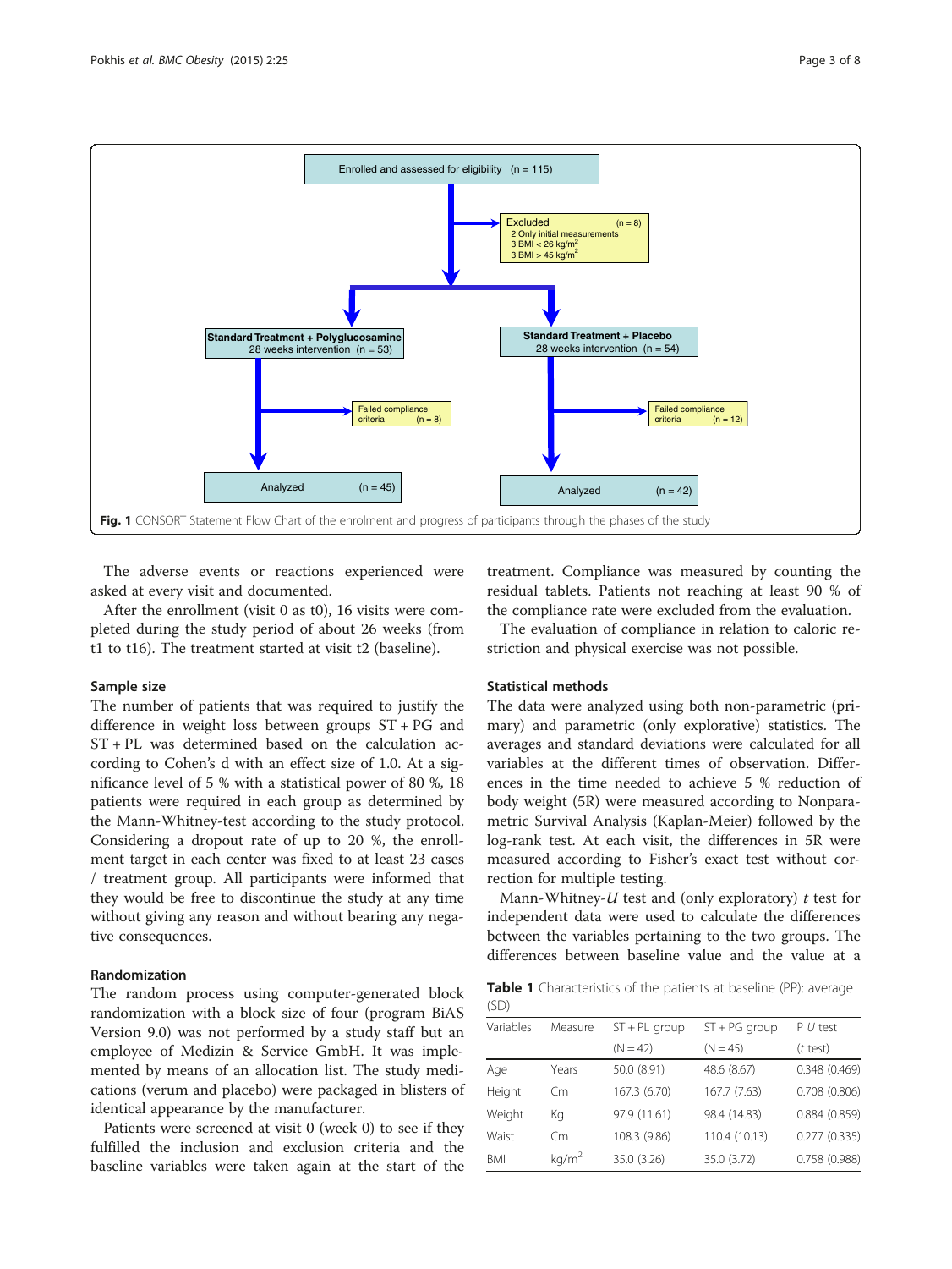Fig. 1 CONSORT Statement Flow Chart of the enrolment and progress of participants through the phases of the study

The adverse events or reactions experienced were asked at every visit and documented.

After the enrollment (visit 0 as t0), 16 visits were completed during the study period of about 26 weeks (from t1 to t16). The treatment started at visit t2 (baseline).

### Sample size

The number of patients that was required to justify the difference in weight loss between groups ST + PG and ST + PL was determined based on the calculation according to Cohen's d with an effect size of 1.0. At a significance level of 5 % with a statistical power of 80 %, 18 patients were required in each group as determined by the Mann-Whitney-test according to the study protocol. Considering a dropout rate of up to 20 %, the enrollment target in each center was fixed to at least 23 cases / treatment group. All participants were informed that they would be free to discontinue the study at any time without giving any reason and without bearing any negative consequences.

### Randomization

The random process using computer-generated block randomization with a block size of four (program BiAS Version 9.0) was not performed by a study staff but an employee of Medizin & Service GmbH. It was implemented by means of an allocation list. The study medications (verum and placebo) were packaged in blisters of identical appearance by the manufacturer.

Patients were screened at visit 0 (week 0) to see if they fulfilled the inclusion and exclusion criteria and the baseline variables were taken again at the start of the treatment. Compliance was measured by counting the residual tablets. Patients not reaching at least 90 % of the compliance rate were excluded from the evaluation.

The evaluation of compliance in relation to caloric restriction and physical exercise was not possible.

### Statistical methods

The data were analyzed using both non-parametric (primary) and parametric (only explorative) statistics. The averages and standard deviations were calculated for all variables at the different times of observation. Differences in the time needed to achieve 5 % reduction of body weight (5R) were measured according to Nonparametric Survival Analysis (Kaplan-Meier) followed by the log-rank test. At each visit, the differences in 5R were measured according to Fisher's exact test without correction for multiple testing.

Mann-Whitney-*U* test and (only exploratory) *t* test for independent data were used to calculate the differences between the variables pertaining to the two groups. The differences between baseline value and the value at a

**Table 1** Characteristics of the patients at baseline (PP): average (SD)

| Variables | Measure | ST + PL group (N = 42) | ST + PG group (N = 45) | P *U* test (*t* test) |
|---|---|---|---|---|
| Age | Years | 50.0 (8.91) | 48.6 (8.67) | 0.348 (0.469) |
| Height | Cm | 167.3 (6.70) | 167.7 (7.63) | 0.708 (0.806) |
| Weight | Kg | 97.9 (11.61) | 98.4 (14.83) | 0.884 (0.859) |
| Waist | Cm | 108.3 (9.86) | 110.4 (10.13) | 0.277 (0.335) |
| BMI | $kg/m^2$ | 35.0 (3.26) | 35.0 (3.72) | 0.758 (0.988) |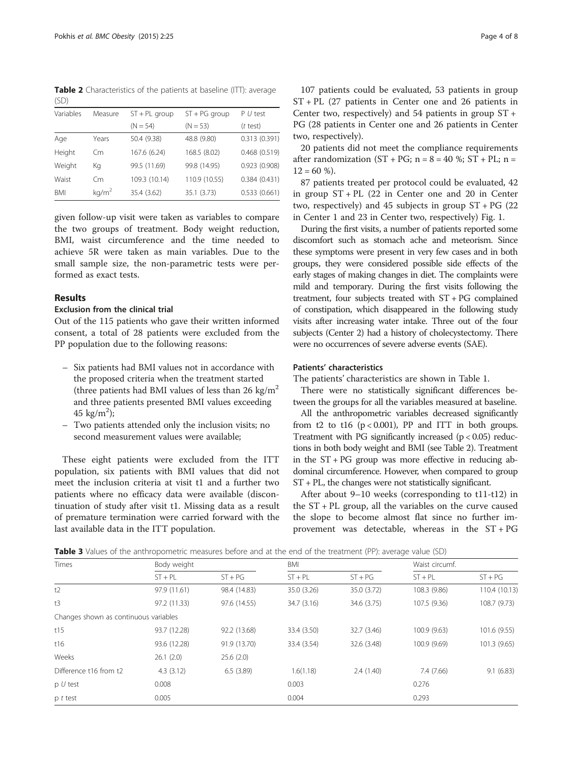**Table 2** Characteristics of the patients at baseline (ITT): average (SD)

| Variables | Measure | ST + PL group (N = 54) | ST + PG group (N = 53) | P *U* test (*t* test) |
|---|---|---|---|---|
| Age | Years | 50.4 (9.38) | 48.8 (9.80) | 0.313 (0.391) |
| Height | Cm | 167.6 (6.24) | 168.5 (8.02) | 0.468 (0.519) |
| Weight | Kg | 99.5 (11.69) | 99.8 (14.95) | 0.923 (0.908) |
| Waist | Cm | 109.3 (10.14) | 110.9 (10.55) | 0.384 (0.431) |
| BMI | kg/m$^2$ | 35.4 (3.62) | 35.1 (3.73) | 0.533 (0.661) |

given follow-up visit were taken as variables to compare the two groups of treatment. Body weight reduction, BMI, waist circumference and the time needed to achieve 5R were taken as main variables. Due to the small sample size, the non-parametric tests were performed as exact tests.

## Results

### Exclusion from the clinical trial

Out of the 115 patients who gave their written informed consent, a total of 28 patients were excluded from the PP population due to the following reasons:

- Six patients had BMI values not in accordance with the proposed criteria when the treatment started (three patients had BMI values of less than 26 kg/m$^2$ and three patients presented BMI values exceeding 45 kg/m$^2$);
- Two patients attended only the inclusion visits; no second measurement values were available;

These eight patients were excluded from the ITT population, six patients with BMI values that did not meet the inclusion criteria at visit t1 and a further two patients where no efficacy data were available (discontinuation of study after visit t1. Missing data as a result of premature termination were carried forward with the last available data in the ITT population.

107 patients could be evaluated, 53 patients in group ST + PL (27 patients in Center one and 26 patients in Center two, respectively) and 54 patients in group ST + PG (28 patients in Center one and 26 patients in Center two, respectively).

20 patients did not meet the compliance requirements after randomization (ST + PG; n = 8 = 40 %; ST + PL; n = 12 = 60 %).

87 patients treated per protocol could be evaluated, 42 in group ST + PL (22 in Center one and 20 in Center two, respectively) and 45 subjects in group ST + PG (22 in Center 1 and 23 in Center two, respectively) Fig. 1.

During the first visits, a number of patients reported some discomfort such as stomach ache and meteorism. Since these symptoms were present in very few cases and in both groups, they were considered possible side effects of the early stages of making changes in diet. The complaints were mild and temporary. During the first visits following the treatment, four subjects treated with ST + PG complained of constipation, which disappeared in the following study visits after increasing water intake. Three out of the four subjects (Center 2) had a history of cholecystectomy. There were no occurrences of severe adverse events (SAE).

### Patients' characteristics

The patients' characteristics are shown in Table 1.

There were no statistically significant differences between the groups for all the variables measured at baseline.

All the anthropometric variables decreased significantly from t2 to t16 ($p < 0.001$), PP and ITT in both groups. Treatment with PG significantly increased ($p < 0.05$) reductions in both body weight and BMI (see Table 2). Treatment in the ST + PG group was more effective in reducing abdominal circumference. However, when compared to group ST + PL, the changes were not statistically significant.

After about 9–10 weeks (corresponding to t11-t12) in the ST + PL group, all the variables on the curve caused the slope to become almost flat since no further improvement was detectable, whereas in the ST + PG

**Table 3** Values of the anthropometric measures before and at the end of the treatment (PP): average value (SD)

| Times | Body weight | | BMI | | Waist circumf. | |
|---|---|---|---|---|---|---|
| | ST + PL | ST + PG | ST + PL | ST + PG | ST + PL | ST + PG |
| t2 | 97.9 (11.61) | 98.4 (14.83) | 35.0 (3.26) | 35.0 (3.72) | 108.3 (9.86) | 110.4 (10.13) |
| t3 | 97.2 (11.33) | 97.6 (14.55) | 34.7 (3.16) | 34.6 (3.75) | 107.5 (9.36) | 108.7 (9.73) |
| Changes shown as continuous variables | | | | | | |
| t15 | 93.7 (12.28) | 92.2 (13.68) | 33.4 (3.50) | 32.7 (3.46) | 100.9 (9.63) | 101.6 (9.55) |
| t16 | 93.6 (12.28) | 91.9 (13.70) | 33.4 (3.54) | 32.6 (3.48) | 100.9 (9.69) | 101.3 (9.65) |
| Weeks | 26.1 (2.0) | 25.6 (2.0) | | | | |
| Difference t16 from t2 | 4.3 (3.12) | 6.5 (3.89) | 1.6(1.18) | 2.4 (1.40) | 7.4 (7.66) | 9.1 (6.83) |
| p *U* test | 0.008 | | 0.003 | | 0.276 | |
| p *t* test | 0.005 | | 0.004 | | 0.293 | |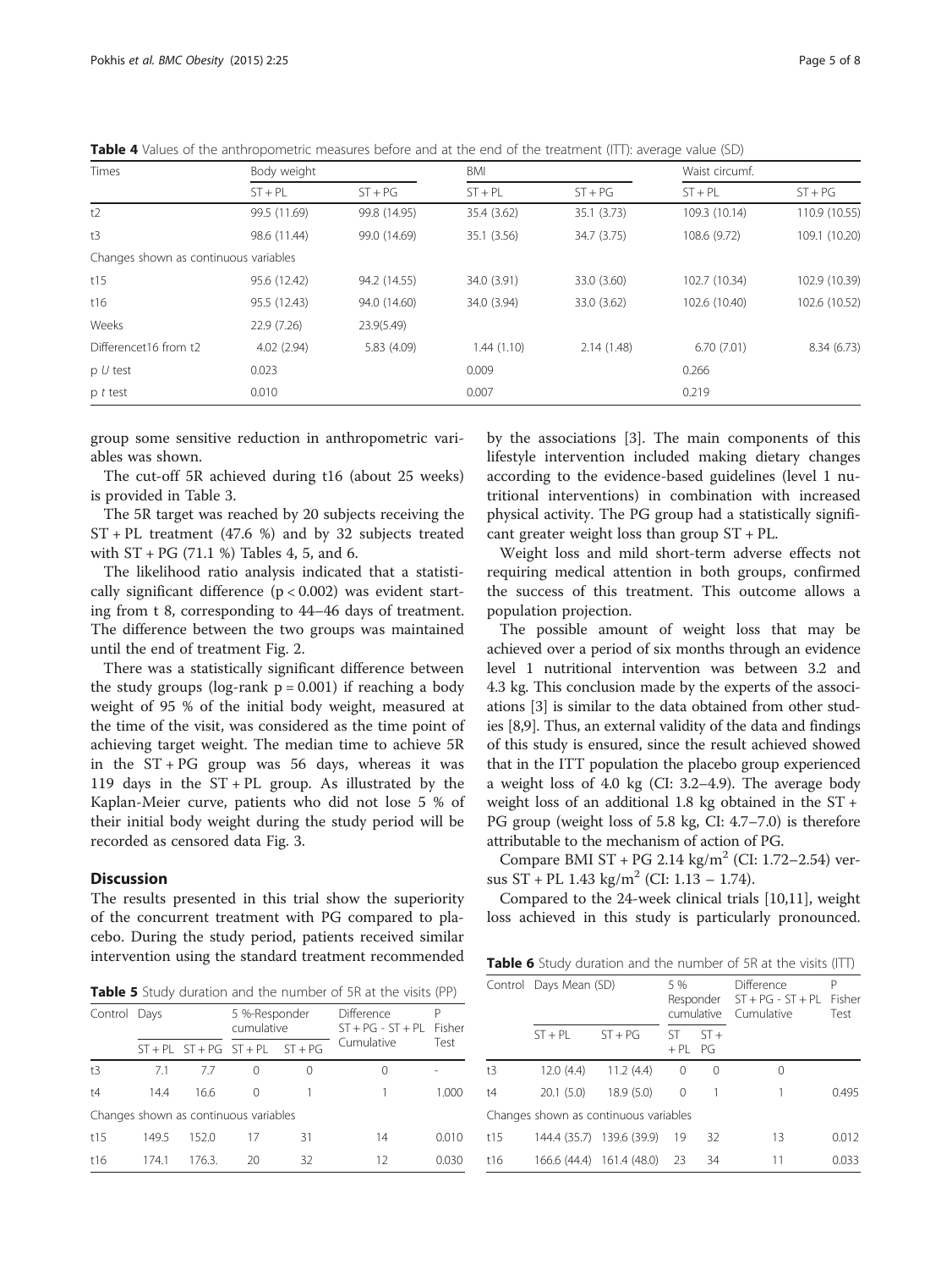**Table 4** Values of the anthropometric measures before and at the end of the treatment (ITT): average value (SD)

| Times | Body weight | | BMI | | Waist circumf. | |
|---|---|---|---|---|---|---|
| | ST + PL | ST + PG | ST + PL | ST + PG | ST + PL | ST + PG |
| t2 | 99.5 (11.69) | 99.8 (14.95) | 35.4 (3.62) | 35.1 (3.73) | 109.3 (10.14) | 110.9 (10.55) |
| t3 | 98.6 (11.44) | 99.0 (14.69) | 35.1 (3.56) | 34.7 (3.75) | 108.6 (9.72) | 109.1 (10.20) |
| Changes shown as continuous variables | | | | | | |
| t15 | 95.6 (12.42) | 94.2 (14.55) | 34.0 (3.91) | 33.0 (3.60) | 102.7 (10.34) | 102.9 (10.39) |
| t16 | 95.5 (12.43) | 94.0 (14.60) | 34.0 (3.94) | 33.0 (3.62) | 102.6 (10.40) | 102.6 (10.52) |
| Weeks | 22.9 (7.26) | 23.9(5.49) | | | | |
| Differencet16 from t2 | 4.02 (2.94) | 5.83 (4.09) | 1.44 (1.10) | 2.14 (1.48) | 6.70 (7.01) | 8.34 (6.73) |
| p *U* test | 0.023 | | 0.009 | | 0.266 | |
| p *t* test | 0.010 | | 0.007 | | 0.219 | |

group some sensitive reduction in anthropometric variables was shown.

The cut-off 5R achieved during t16 (about 25 weeks) is provided in Table 3.

The 5R target was reached by 20 subjects receiving the ST + PL treatment (47.6 %) and by 32 subjects treated with ST + PG (71.1 %) Tables 4, 5, and 6.

The likelihood ratio analysis indicated that a statistically significant difference ($p < 0.002$) was evident starting from t 8, corresponding to 44–46 days of treatment. The difference between the two groups was maintained until the end of treatment Fig. 2.

There was a statistically significant difference between the study groups (log-rank $p = 0.001$) if reaching a body weight of 95 % of the initial body weight, measured at the time of the visit, was considered as the time point of achieving target weight. The median time to achieve 5R in the ST + PG group was 56 days, whereas it was 119 days in the ST + PL group. As illustrated by the Kaplan-Meier curve, patients who did not lose 5 % of their initial body weight during the study period will be recorded as censored data Fig. 3.

## Discussion

The results presented in this trial show the superiority of the concurrent treatment with PG compared to placebo. During the study period, patients received similar intervention using the standard treatment recommended by the associations [3]. The main components of this lifestyle intervention included making dietary changes according to the evidence-based guidelines (level 1 nutritional interventions) in combination with increased physical activity. The PG group had a statistically significant greater weight loss than group ST + PL.

Weight loss and mild short-term adverse effects not requiring medical attention in both groups, confirmed the success of this treatment. This outcome allows a population projection.

The possible amount of weight loss that may be achieved over a period of six months through an evidence level 1 nutritional intervention was between 3.2 and 4.3 kg. This conclusion made by the experts of the associations [3] is similar to the data obtained from other studies [8,9]. Thus, an external validity of the data and findings of this study is ensured, since the result achieved showed that in the ITT population the placebo group experienced a weight loss of 4.0 kg (CI: 3.2–4.9). The average body weight loss of an additional 1.8 kg obtained in the ST + PG group (weight loss of 5.8 kg, CI: 4.7–7.0) is therefore attributable to the mechanism of action of PG.

Compare BMI ST + PG 2.14 kg/m$^2$ (CI: 1.72–2.54) versus ST + PL 1.43 kg/m$^2$ (CI: 1.13 – 1.74).

Compared to the 24-week clinical trials [10,11], weight loss achieved in this study is particularly pronounced.

**Table 5** Study duration and the number of 5R at the visits (PP)

| Control | Days | | 5 %-Responder cumulative | | Difference ST + PG - ST + PL Cumulative | P Fisher Test |
|---|---|---|---|---|---|---|
| | ST + PL | ST + PG | ST + PL | ST + PG | | |
| t3 | 7.1 | 7.7 | 0 | 0 | 0 | - |
| t4 | 14.4 | 16.6 | 0 | 1 | 1 | 1.000 |
| Changes shown as continuous variables | | | | | | |
| t15 | 149.5 | 152.0 | 17 | 31 | 14 | 0.010 |
| t16 | 174.1 | 176.3. | 20 | 32 | 12 | 0.030 |

**Table 6** Study duration and the number of 5R at the visits (ITT)

| Control | Days Mean (SD) | | 5 % Responder cumulative | | Difference ST + PG - ST + PL Cumulative | P Fisher Test |
|---|---|---|---|---|---|---|
| | ST + PL | ST + PG | ST + PL | ST + PG | | |
| t3 | 12.0 (4.4) | 11.2 (4.4) | 0 | 0 | 0 | |
| t4 | 20.1 (5.0) | 18.9 (5.0) | 0 | 1 | 1 | 0.495 |
| Changes shown as continuous variables | | | | | | |
| t15 | 144.4 (35.7) | 139.6 (39.9) | 19 | 32 | 13 | 0.012 |
| t16 | 166.6 (44.4) | 161.4 (48.0) | 23 | 34 | 11 | 0.033 |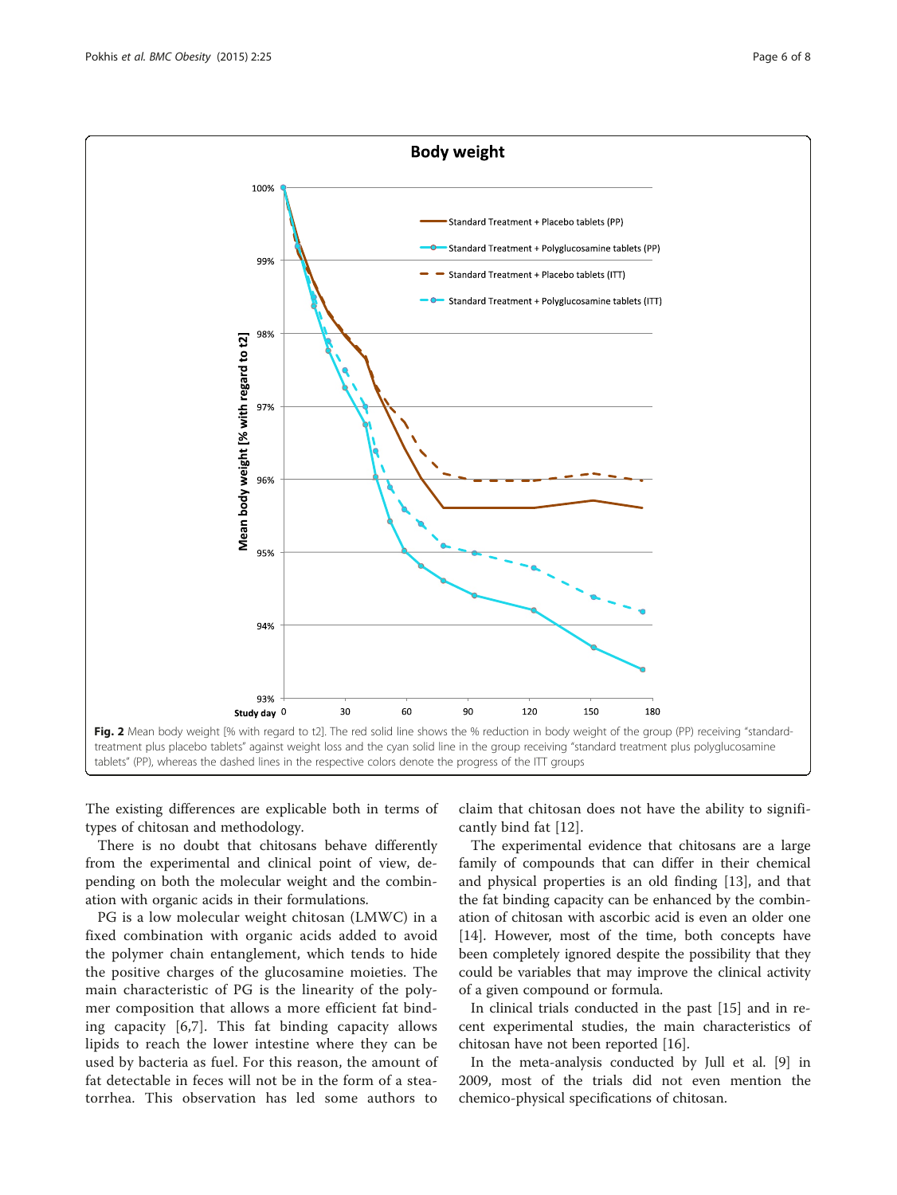**Fig. 2** Mean body weight [% with regard to t2]. The red solid line shows the % reduction in body weight of the group (PP) receiving "standard-treatment plus placebo tablets" against weight loss and the cyan solid line in the group receiving "standard treatment plus polyglucosamine tablets" (PP), whereas the dashed lines in the respective colors denote the progress of the ITT groups

The existing differences are explicable both in terms of types of chitosan and methodology.

There is no doubt that chitosans behave differently from the experimental and clinical point of view, depending on both the molecular weight and the combination with organic acids in their formulations.

PG is a low molecular weight chitosan (LMWC) in a fixed combination with organic acids added to avoid the polymer chain entanglement, which tends to hide the positive charges of the glucosamine moieties. The main characteristic of PG is the linearity of the polymer composition that allows a more efficient fat binding capacity [6,7]. This fat binding capacity allows lipids to reach the lower intestine where they can be used by bacteria as fuel. For this reason, the amount of fat detectable in feces will not be in the form of a steatorrhea. This observation has led some authors to claim that chitosan does not have the ability to significantly bind fat [12].

The experimental evidence that chitosans are a large family of compounds that can differ in their chemical and physical properties is an old finding [13], and that the fat binding capacity can be enhanced by the combination of chitosan with ascorbic acid is even an older one [14]. However, most of the time, both concepts have been completely ignored despite the possibility that they could be variables that may improve the clinical activity of a given compound or formula.

In clinical trials conducted in the past [15] and in recent experimental studies, the main characteristics of chitosan have not been reported [16].

In the meta-analysis conducted by Jull et al. [9] in 2009, most of the trials did not even mention the chemico-physical specifications of chitosan.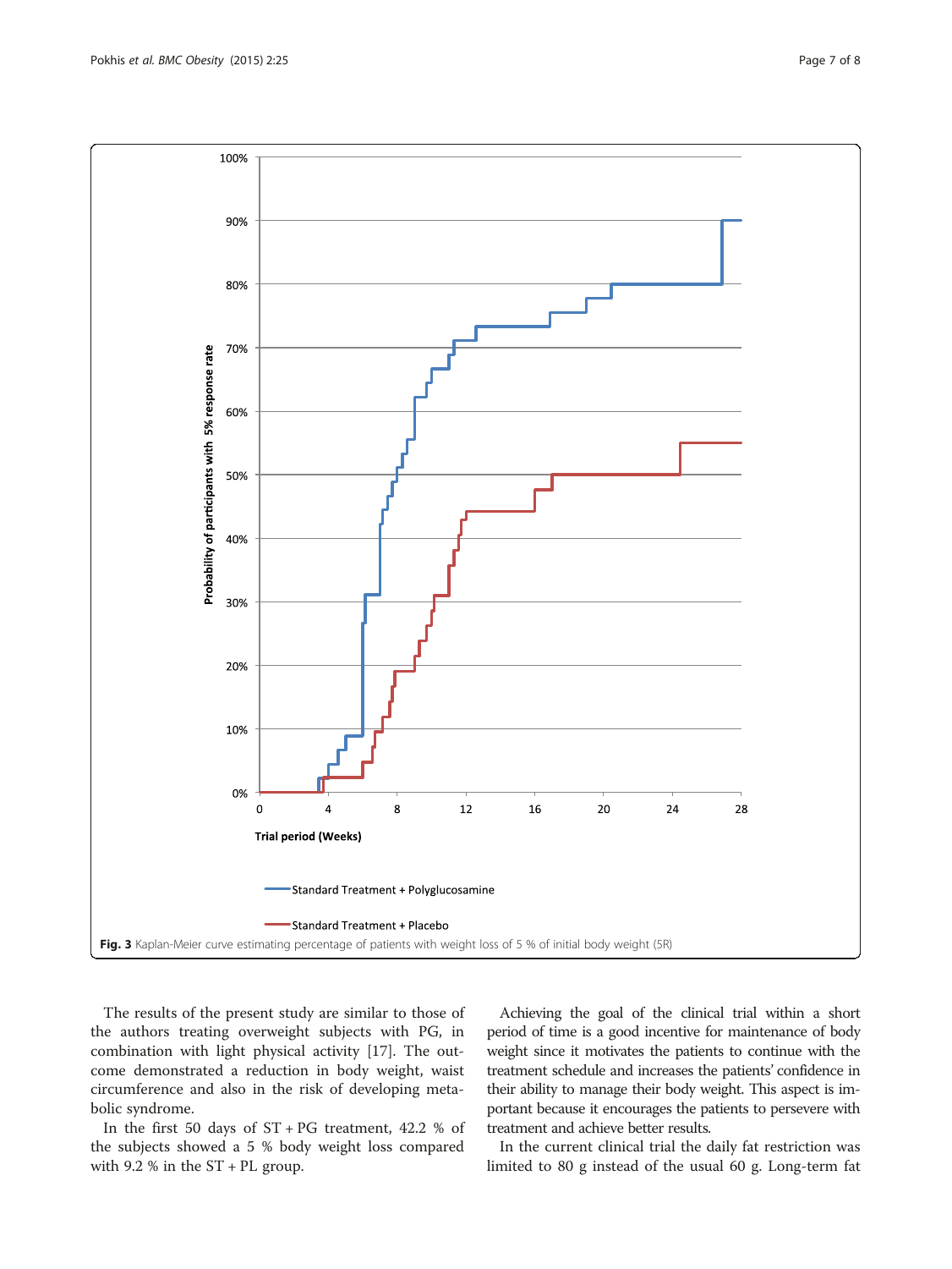Fig. 3 Kaplan-Meier curve estimating percentage of patients with weight loss of 5 % of initial body weight (5R)

The results of the present study are similar to those of the authors treating overweight subjects with PG, in combination with light physical activity [17]. The outcome demonstrated a reduction in body weight, waist circumference and also in the risk of developing metabolic syndrome.

In the first 50 days of ST + PG treatment, 42.2 % of the subjects showed a 5 % body weight loss compared with 9.2 % in the ST + PL group.

Achieving the goal of the clinical trial within a short period of time is a good incentive for maintenance of body weight since it motivates the patients to continue with the treatment schedule and increases the patients' confidence in their ability to manage their body weight. This aspect is important because it encourages the patients to persevere with treatment and achieve better results.

In the current clinical trial the daily fat restriction was limited to 80 g instead of the usual 60 g. Long-term fat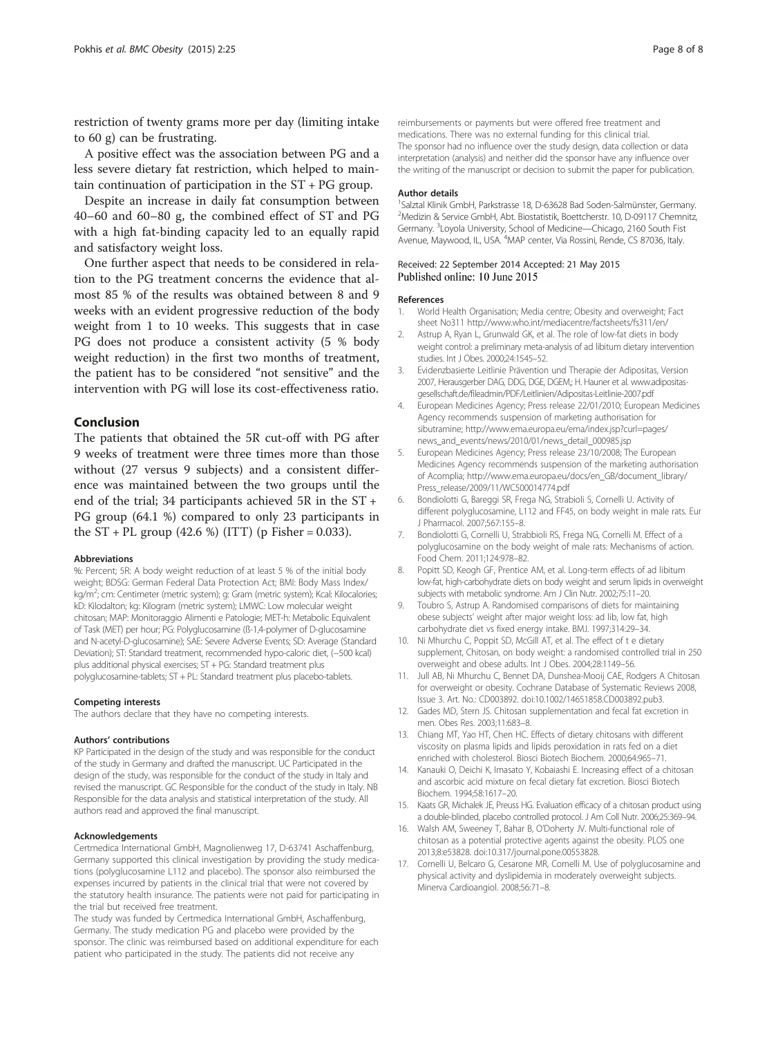restriction of twenty grams more per day (limiting intake to 60 g) can be frustrating.

A positive effect was the association between PG and a less severe dietary fat restriction, which helped to maintain continuation of participation in the ST + PG group.

Despite an increase in daily fat consumption between 40–60 and 60–80 g, the combined effect of ST and PG with a high fat-binding capacity led to an equally rapid and satisfactory weight loss.

One further aspect that needs to be considered in relation to the PG treatment concerns the evidence that almost 85 % of the results was obtained between 8 and 9 weeks with an evident progressive reduction of the body weight from 1 to 10 weeks. This suggests that in case PG does not produce a consistent activity (5 % body weight reduction) in the first two months of treatment, the patient has to be considered "not sensitive" and the intervention with PG will lose its cost-effectiveness ratio.

## Conclusion

The patients that obtained the 5R cut-off with PG after 9 weeks of treatment were three times more than those without (27 versus 9 subjects) and a consistent difference was maintained between the two groups until the end of the trial; 34 participants achieved 5R in the ST + PG group (64.1 %) compared to only 23 participants in the ST + PL group (42.6 %) (ITT) (p Fisher = 0.033).

#### Abbreviations

%: Percent; 5R: A body weight reduction of at least 5 % of the initial body weight; BDSG: German Federal Data Protection Act; BMI: Body Mass Index/ kg/m$^2$; cm: Centimeter (metric system); g: Gram (metric system); Kcal: Kilocalories; kD: Kilodalton; kg: Kilogram (metric system); LMWC: Low molecular weight chitosan; MAP: Monitoraggio Alimenti e Patologie; MET-h: Metabolic Equivalent of Task (MET) per hour; PG: Polyglucosamine (ß-1,4-polymer of D-glucosamine and N-acetyl-D-glucosamine); SAE: Severe Adverse Events; SD: Average (Standard Deviation); ST: Standard treatment, recommended hypo-caloric diet, (−500 kcal) plus additional physical exercises; ST + PG: Standard treatment plus polyglucosamine-tablets; ST + PL: Standard treatment plus placebo-tablets.

#### Competing interests

The authors declare that they have no competing interests.

#### Authors' contributions

KP Participated in the design of the study and was responsible for the conduct of the study in Germany and drafted the manuscript. UC Participated in the design of the study, was responsible for the conduct of the study in Italy and revised the manuscript. GC Responsible for the conduct of the study in Italy. NB Responsible for the data analysis and statistical interpretation of the study. All authors read and approved the final manuscript.

#### Acknowledgements

Certmedica International GmbH, Magnolienweg 17, D-63741 Aschaffenburg, Germany supported this clinical investigation by providing the study medications (polyglucosamine L112 and placebo). The sponsor also reimbursed the expenses incurred by patients in the clinical trial that were not covered by the statutory health insurance. The patients were not paid for participating in the trial but received free treatment.

The study was funded by Certmedica International GmbH, Aschaffenburg, Germany. The study medication PG and placebo were provided by the sponsor. The clinic was reimbursed based on additional expenditure for each patient who participated in the study. The patients did not receive any reimbursements or payments but were offered free treatment and medications. There was no external funding for this clinical trial.

The sponsor had no influence over the study design, data collection or data interpretation (analysis) and neither did the sponsor have any influence over the writing of the manuscript or decision to submit the paper for publication.

#### Author details

[1]Salztal Klinik GmbH, Parkstrasse 18, D-63628 Bad Soden-Salmünster, Germany. [2]Medizin & Service GmbH, Abt. Biostatistik, Boettcherstr. 10, D-09117 Chemnitz, Germany. [3]Loyola University, School of Medicine—Chicago, 2160 South Fist Avenue, Maywood, IL, USA. [4]MAP center, Via Rossini, Rende, CS 87036, Italy.

Received: 22 September 2014 Accepted: 21 May 2015
Published online: 10 June 2015

#### References

1. World Health Organisation; Media centre; Obesity and overweight; Fact sheet No311 http://www.who.int/mediacentre/factsheets/fs311/en/
2. Astrup A, Ryan L, Grunwald GK, et al. The role of low-fat diets in body weight control: a preliminary meta-analysis of ad libitum dietary intervention studies. Int J Obes. 2000;24:1545–52.
3. Evidenzbasierte Leitlinie Prävention und Therapie der Adipositas, Version 2007, Herausgerber DAG, DDG, DGE, DGEM,; H. Hauner et al. www.adipositas-gesellschaft.de/fileadmin/PDF/Leitlinien/Adipositas-Leitlinie-2007.pdf
4. European Medicines Agency; Press release 22/01/2010; European Medicines Agency recommends suspension of marketing authorisation for sibutramine; http://www.ema.europa.eu/ema/index.jsp?curl=pages/news_and_events/news/2010/01/news_detail_000985.jsp
5. European Medicines Agency; Press release 23/10/2008; The European Medicines Agency recommends suspension of the marketing authorisation of Acomplia; http://www.ema.europa.eu/docs/en_GB/document_library/Press_release/2009/11/WC500014774.pdf
6. Bondiolotti G, Bareggi SR, Frega NG, Strabioli S, Cornelli U. Activity of different polyglucosamine, L112 and FF45, on body weight in male rats. Eur J Pharmacol. 2007;567:155–8.
7. Bondiolotti G, Cornelli U, Strabbioli RS, Frega NG, Cornelli M. Effect of a polyglucosamine on the body weight of male rats: Mechanisms of action. Food Chem. 2011;124:978–82.
8. Popitt SD, Keogh GF, Prentice AM, et al. Long-term effects of ad libitum low-fat, high-carbohydrate diets on body weight and serum lipids in overweight subjects with metabolic syndrome. Am J Clin Nutr. 2002;75:11–20.
9. Toubro S, Astrup A. Randomised comparisons of diets for maintaining obese subjects' weight after major weight loss: ad lib, low fat, high carbohydrate diet vs fixed energy intake. BMJ. 1997;314:29–34.
10. Ni Mhurchu C, Poppit SD, McGill AT, et al. The effect of t e dietary supplement, Chitosan, on body weight: a randomised controlled trial in 250 overweight and obese adults. Int J Obes. 2004;28:1149–56.
11. Jull AB, Ni Mhurchu C, Bennet DA, Dunshea-Mooij CAE, Rodgers A Chitosan for overweight or obesity. Cochrane Database of Systematic Reviews 2008, Issue 3. Art. No.: CD003892. doi:10.1002/14651858.CD003892.pub3.
12. Gades MD, Stern JS. Chitosan supplementation and fecal fat excretion in men. Obes Res. 2003;11:683–8.
13. Chiang MT, Yao HT, Chen HC. Effects of dietary chitosans with different viscosity on plasma lipids and lipids peroxidation in rats fed on a diet enriched with cholesterol. Biosci Biotech Biochem. 2000;64:965–71.
14. Kanauki O, Deichi K, Imasato Y, Kobaiashi E. Increasing effect of a chitosan and ascorbic acid mixture on fecal dietary fat excretion. Biosci Biotech Biochem. 1994;58:1617–20.
15. Kaats GR, Michalek JE, Preuss HG. Evaluation efficacy of a chitosan product using a double-blinded, placebo controlled protocol. J Am Coll Nutr. 2006;25:369–94.
16. Walsh AM, Sweeney T, Bahar B, O'Doherty JV. Multi-functional role of chitosan as a potential protective agents against the obesity. PLOS one 2013;8:e53828. doi:10.317/journal.pone.00553828.
17. Cornelli U, Belcaro G, Cesarone MR, Cornelli M. Use of polyglucosamine and physical activity and dyslipidemia in moderately overweight subjects. Minerva Cardioangiol. 2008;56:71–8.